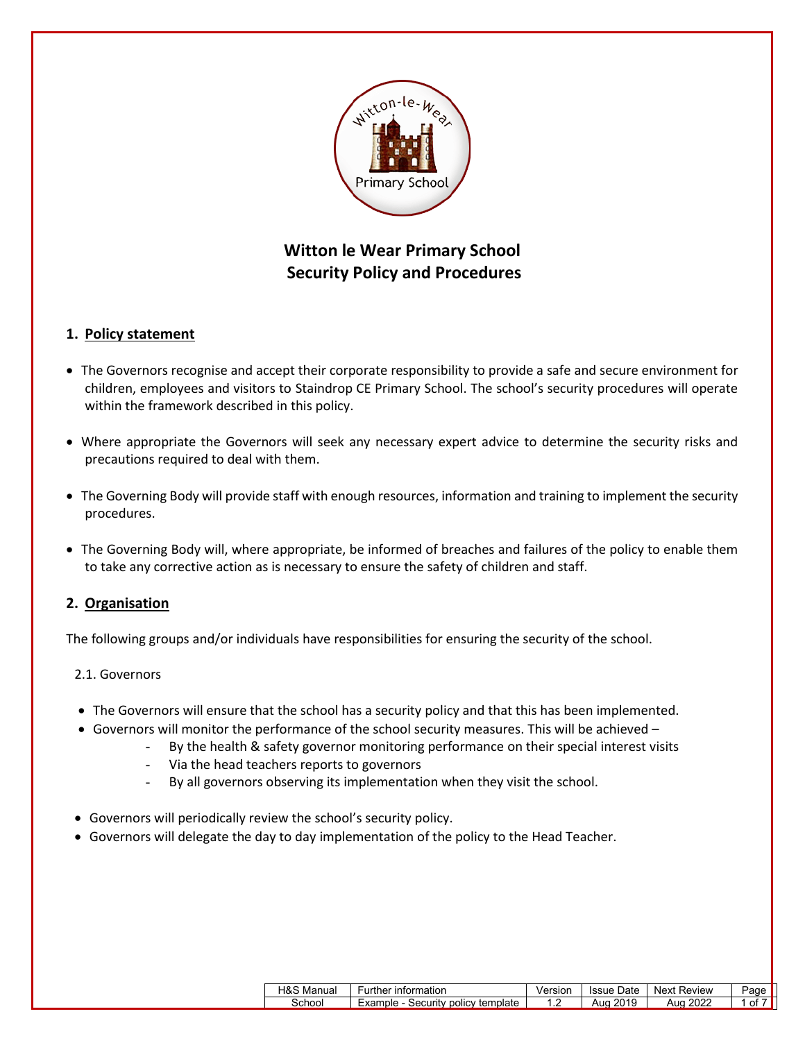# Witton le Wear Primary School
# Security Policy and Procedures

## 1. Policy statement

- The Governors recognise and accept their corporate responsibility to provide a safe and secure environment for children, employees and visitors to Staindrop CE Primary School. The school's security procedures will operate within the framework described in this policy.

- Where appropriate the Governors will seek any necessary expert advice to determine the security risks and precautions required to deal with them.

- The Governing Body will provide staff with enough resources, information and training to implement the security procedures.

- The Governing Body will, where appropriate, be informed of breaches and failures of the policy to enable them to take any corrective action as is necessary to ensure the safety of children and staff.

## 2. Organisation

The following groups and/or individuals have responsibilities for ensuring the security of the school.

### 2.1. Governors

- The Governors will ensure that the school has a security policy and that this has been implemented.
- Governors will monitor the performance of the school security measures. This will be achieved –
  - By the health & safety governor monitoring performance on their special interest visits
  - Via the head teachers reports to governors
  - By all governors observing its implementation when they visit the school.

- Governors will periodically review the school's security policy.
- Governors will delegate the day to day implementation of the policy to the Head Teacher.

| H&S Manual | Further information | Version | Issue Date | Next Review |
|---|---|---|---|---|
| School | Example - Security policy template | 1.2 | Aug 2019 | Aug 2022 |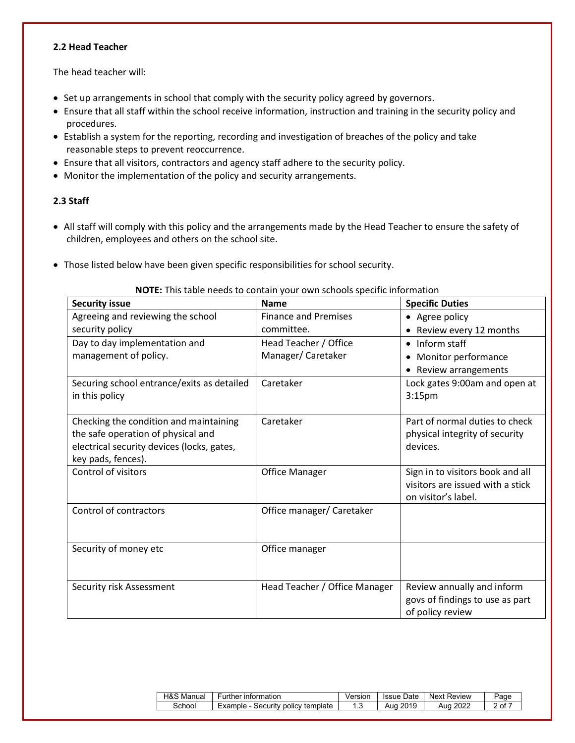### 2.2 Head Teacher

The head teacher will:

- Set up arrangements in school that comply with the security policy agreed by governors.
- Ensure that all staff within the school receive information, instruction and training in the security policy and procedures.
- Establish a system for the reporting, recording and investigation of breaches of the policy and take reasonable steps to prevent reoccurrence.
- Ensure that all visitors, contractors and agency staff adhere to the security policy.
- Monitor the implementation of the policy and security arrangements.

### 2.3 Staff

- All staff will comply with this policy and the arrangements made by the Head Teacher to ensure the safety of children, employees and others on the school site.

- Those listed below have been given specific responsibilities for school security.

**NOTE:** This table needs to contain your own schools specific information

| Security issue | Name | Specific Duties |
|---|---|---|
| Agreeing and reviewing the school security policy | Finance and Premises committee. | • Agree policy<br>• Review every 12 months |
| Day to day implementation and management of policy. | Head Teacher / Office Manager/ Caretaker | • Inform staff<br>• Monitor performance<br>• Review arrangements |
| Securing school entrance/exits as detailed in this policy | Caretaker | Lock gates 9:00am and open at 3:15pm |
| Checking the condition and maintaining the safe operation of physical and electrical security devices (locks, gates, key pads, fences). | Caretaker | Part of normal duties to check physical integrity of security devices. |
| Control of visitors | Office Manager | Sign in to visitors book and all visitors are issued with a stick on visitor's label. |
| Control of contractors | Office manager/ Caretaker | |
| Security of money etc | Office manager | |
| Security risk Assessment | Head Teacher / Office Manager | Review annually and inform govs of findings to use as part of policy review |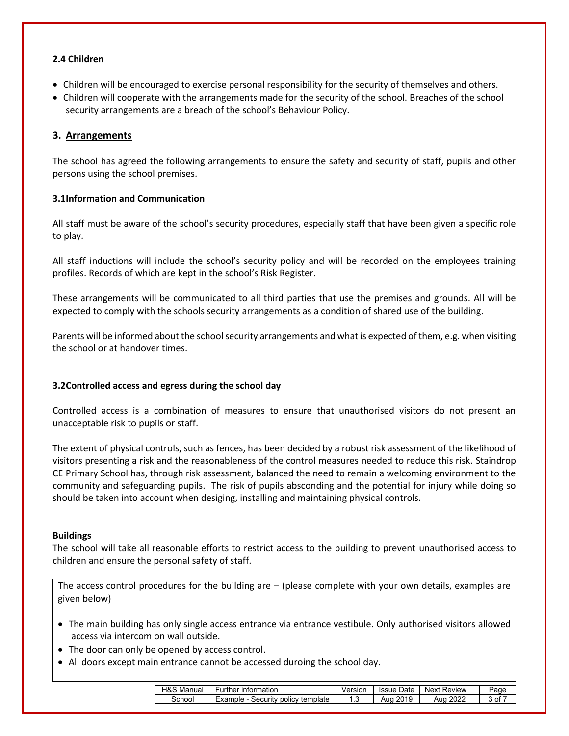### 2.4 Children

- Children will be encouraged to exercise personal responsibility for the security of themselves and others.
- Children will cooperate with the arrangements made for the security of the school. Breaches of the school security arrangements are a breach of the school's Behaviour Policy.

## 3. Arrangements

The school has agreed the following arrangements to ensure the safety and security of staff, pupils and other persons using the school premises.

### 3.1Information and Communication

All staff must be aware of the school's security procedures, especially staff that have been given a specific role to play.

All staff inductions will include the school's security policy and will be recorded on the employees training profiles. Records of which are kept in the school's Risk Register.

These arrangements will be communicated to all third parties that use the premises and grounds. All will be expected to comply with the schools security arrangements as a condition of shared use of the building.

Parents will be informed about the school security arrangements and what is expected of them, e.g. when visiting the school or at handover times.

### 3.2Controlled access and egress during the school day

Controlled access is a combination of measures to ensure that unauthorised visitors do not present an unacceptable risk to pupils or staff.

The extent of physical controls, such as fences, has been decided by a robust risk assessment of the likelihood of visitors presenting a risk and the reasonableness of the control measures needed to reduce this risk. Staindrop CE Primary School has, through risk assessment, balanced the need to remain a welcoming environment to the community and safeguarding pupils. The risk of pupils absconding and the potential for injury while doing so should be taken into account when desiging, installing and maintaining physical controls.

**Buildings**

The school will take all reasonable efforts to restrict access to the building to prevent unauthorised access to children and ensure the personal safety of staff.

The access control procedures for the building are – (please complete with your own details, examples are given below)

- The main building has only single access entrance via entrance vestibule. Only authorised visitors allowed access via intercom on wall outside.
- The door can only be opened by access control.
- All doors except main entrance cannot be accessed duroing the school day.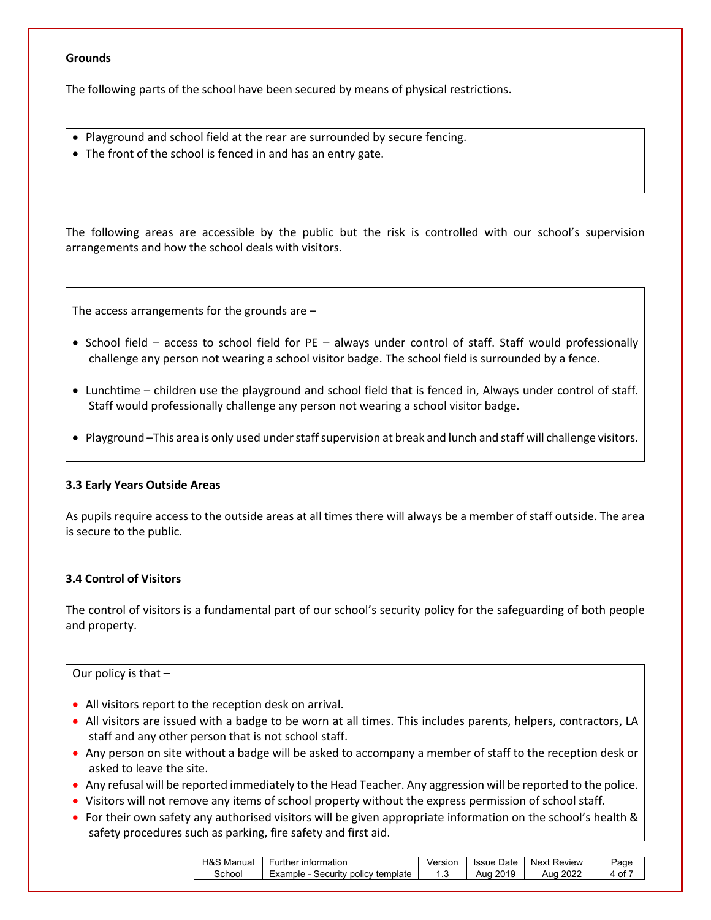**Grounds**

The following parts of the school have been secured by means of physical restrictions.

- Playground and school field at the rear are surrounded by secure fencing.
- The front of the school is fenced in and has an entry gate.

The following areas are accessible by the public but the risk is controlled with our school's supervision arrangements and how the school deals with visitors.

The access arrangements for the grounds are –

- School field – access to school field for PE – always under control of staff. Staff would professionally challenge any person not wearing a school visitor badge. The school field is surrounded by a fence.
- Lunchtime – children use the playground and school field that is fenced in, Always under control of staff. Staff would professionally challenge any person not wearing a school visitor badge.
- Playground –This area is only used under staff supervision at break and lunch and staff will challenge visitors.

**3.3 Early Years Outside Areas**

As pupils require access to the outside areas at all times there will always be a member of staff outside. The area is secure to the public.

**3.4 Control of Visitors**

The control of visitors is a fundamental part of our school's security policy for the safeguarding of both people and property.

Our policy is that –

- All visitors report to the reception desk on arrival.
- All visitors are issued with a badge to be worn at all times. This includes parents, helpers, contractors, LA staff and any other person that is not school staff.
- Any person on site without a badge will be asked to accompany a member of staff to the reception desk or asked to leave the site.
- Any refusal will be reported immediately to the Head Teacher. Any aggression will be reported to the police.
- Visitors will not remove any items of school property without the express permission of school staff.
- For their own safety any authorised visitors will be given appropriate information on the school's health & safety procedures such as parking, fire safety and first aid.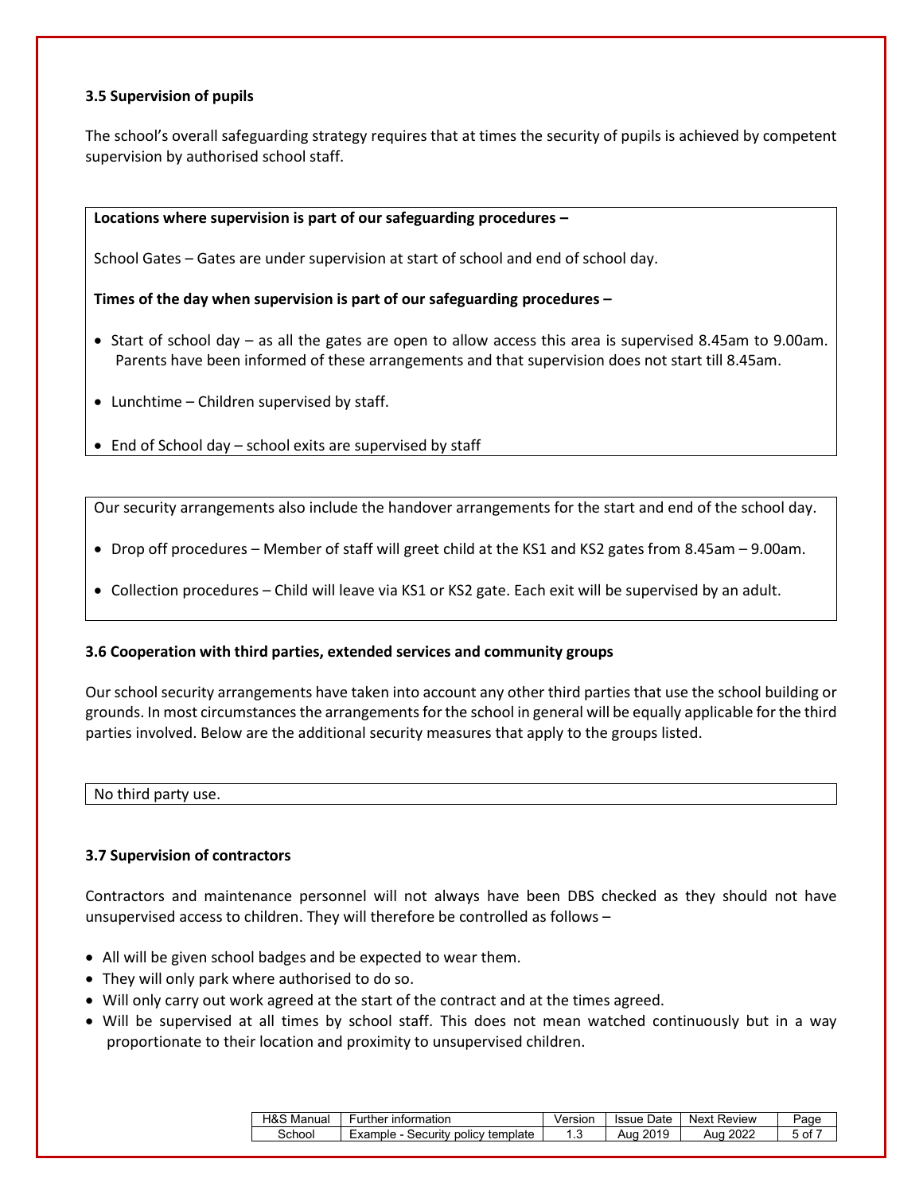### 3.5 Supervision of pupils

The school's overall safeguarding strategy requires that at times the security of pupils is achieved by competent supervision by authorised school staff.

**Locations where supervision is part of our safeguarding procedures –**

School Gates – Gates are under supervision at start of school and end of school day.

**Times of the day when supervision is part of our safeguarding procedures –**

- Start of school day – as all the gates are open to allow access this area is supervised 8.45am to 9.00am. Parents have been informed of these arrangements and that supervision does not start till 8.45am.
- Lunchtime – Children supervised by staff.
- End of School day – school exits are supervised by staff

Our security arrangements also include the handover arrangements for the start and end of the school day.

- Drop off procedures – Member of staff will greet child at the KS1 and KS2 gates from 8.45am – 9.00am.
- Collection procedures – Child will leave via KS1 or KS2 gate. Each exit will be supervised by an adult.

### 3.6 Cooperation with third parties, extended services and community groups

Our school security arrangements have taken into account any other third parties that use the school building or grounds. In most circumstances the arrangements for the school in general will be equally applicable for the third parties involved. Below are the additional security measures that apply to the groups listed.

No third party use.

### 3.7 Supervision of contractors

Contractors and maintenance personnel will not always have been DBS checked as they should not have unsupervised access to children. They will therefore be controlled as follows –

- All will be given school badges and be expected to wear them.
- They will only park where authorised to do so.
- Will only carry out work agreed at the start of the contract and at the times agreed.
- Will be supervised at all times by school staff. This does not mean watched continuously but in a way proportionate to their location and proximity to unsupervised children.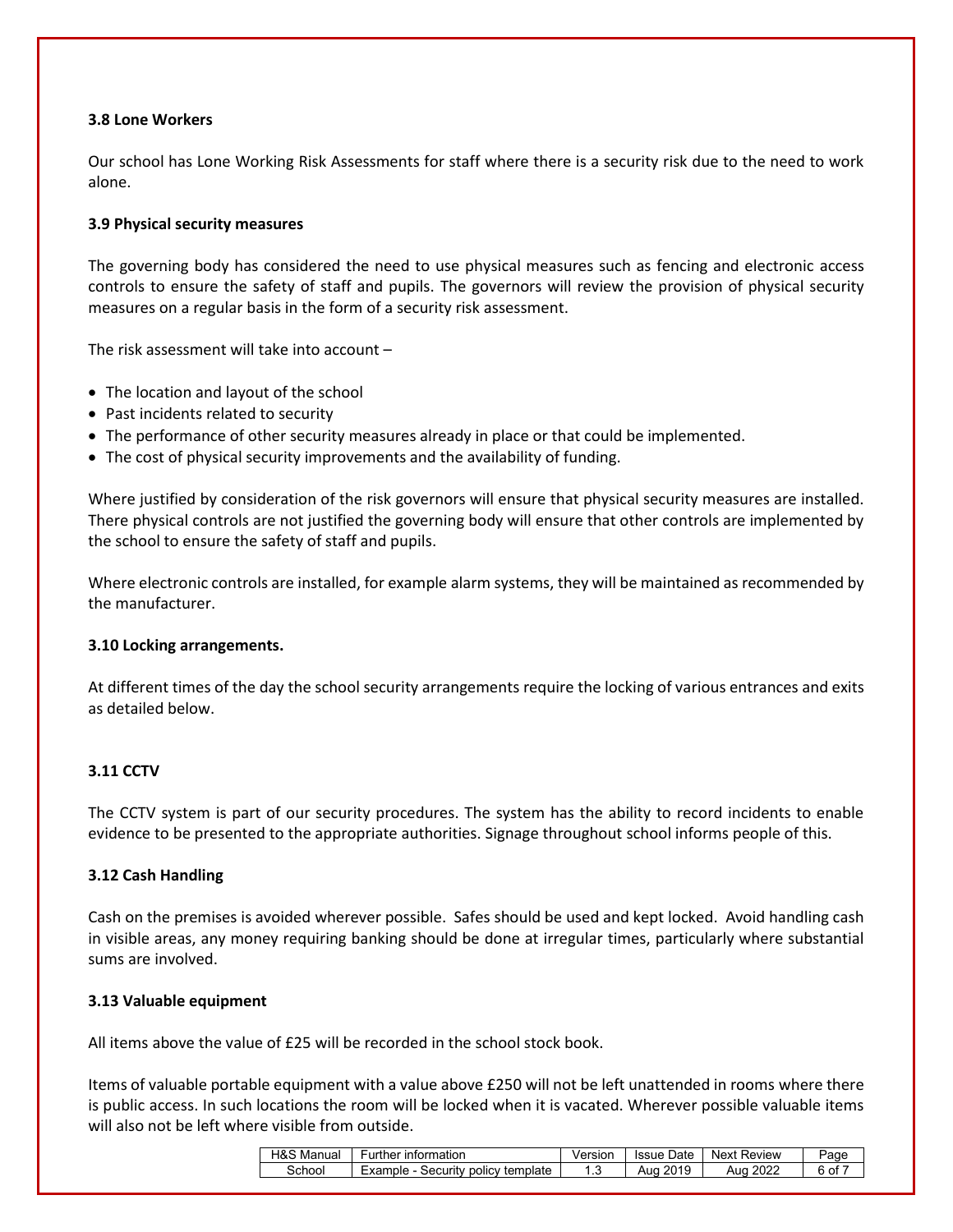**3.8 Lone Workers**

Our school has Lone Working Risk Assessments for staff where there is a security risk due to the need to work alone.

**3.9 Physical security measures**

The governing body has considered the need to use physical measures such as fencing and electronic access controls to ensure the safety of staff and pupils. The governors will review the provision of physical security measures on a regular basis in the form of a security risk assessment.

The risk assessment will take into account –

- The location and layout of the school
- Past incidents related to security
- The performance of other security measures already in place or that could be implemented.
- The cost of physical security improvements and the availability of funding.

Where justified by consideration of the risk governors will ensure that physical security measures are installed. There physical controls are not justified the governing body will ensure that other controls are implemented by the school to ensure the safety of staff and pupils.

Where electronic controls are installed, for example alarm systems, they will be maintained as recommended by the manufacturer.

**3.10 Locking arrangements.**

At different times of the day the school security arrangements require the locking of various entrances and exits as detailed below.

**3.11 CCTV**

The CCTV system is part of our security procedures. The system has the ability to record incidents to enable evidence to be presented to the appropriate authorities. Signage throughout school informs people of this.

**3.12 Cash Handling**

Cash on the premises is avoided wherever possible. Safes should be used and kept locked. Avoid handling cash in visible areas, any money requiring banking should be done at irregular times, particularly where substantial sums are involved.

**3.13 Valuable equipment**

All items above the value of £25 will be recorded in the school stock book.

Items of valuable portable equipment with a value above £250 will not be left unattended in rooms where there is public access. In such locations the room will be locked when it is vacated. Wherever possible valuable items will also not be left where visible from outside.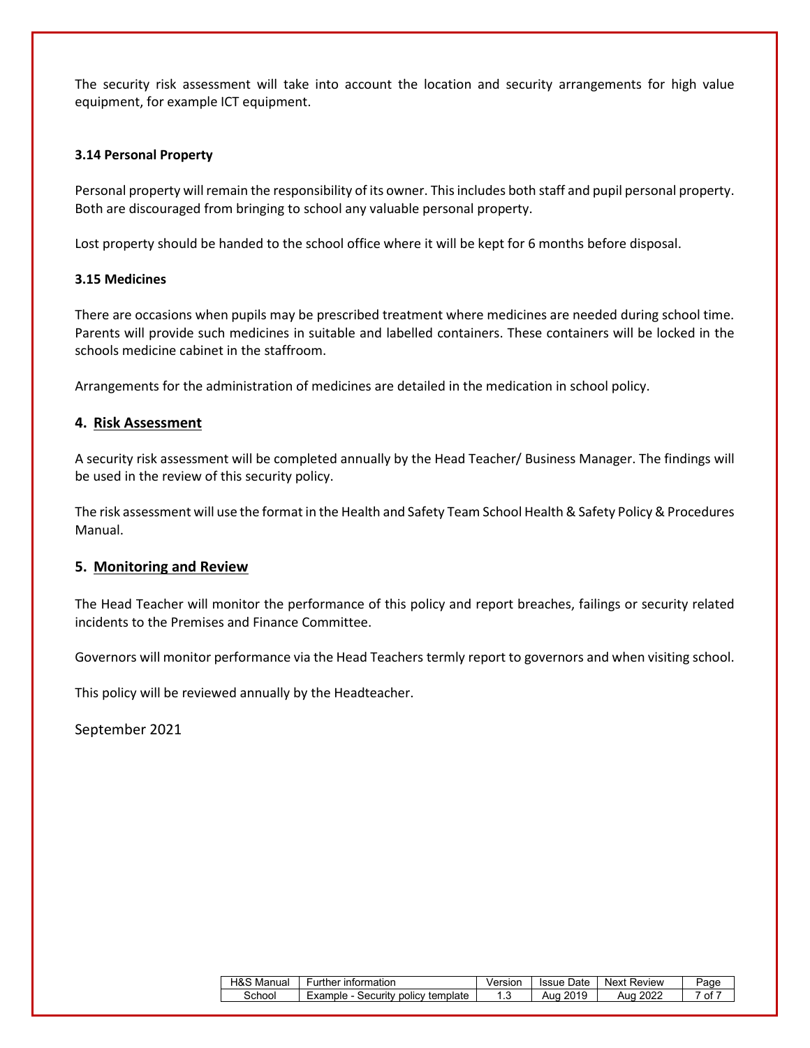The security risk assessment will take into account the location and security arrangements for high value equipment, for example ICT equipment.

**3.14 Personal Property**

Personal property will remain the responsibility of its owner. This includes both staff and pupil personal property. Both are discouraged from bringing to school any valuable personal property.

Lost property should be handed to the school office where it will be kept for 6 months before disposal.

**3.15 Medicines**

There are occasions when pupils may be prescribed treatment where medicines are needed during school time. Parents will provide such medicines in suitable and labelled containers. These containers will be locked in the schools medicine cabinet in the staffroom.

Arrangements for the administration of medicines are detailed in the medication in school policy.

## 4. Risk Assessment

A security risk assessment will be completed annually by the Head Teacher/ Business Manager. The findings will be used in the review of this security policy.

The risk assessment will use the format in the Health and Safety Team School Health & Safety Policy & Procedures Manual.

## 5. Monitoring and Review

The Head Teacher will monitor the performance of this policy and report breaches, failings or security related incidents to the Premises and Finance Committee.

Governors will monitor performance via the Head Teachers termly report to governors and when visiting school.

This policy will be reviewed annually by the Headteacher.

September 2021